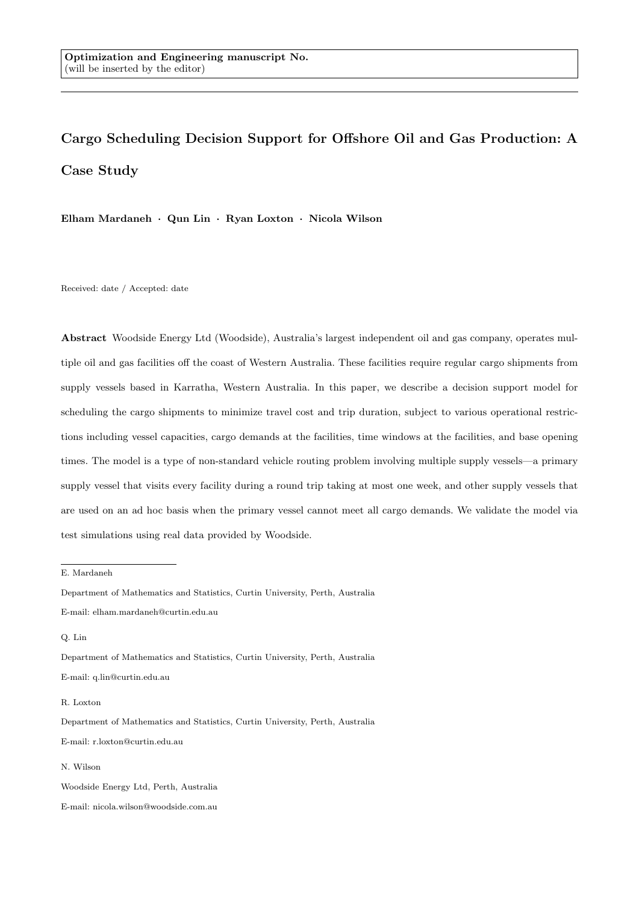**Optimization and Engineering manuscript No.**
(will be inserted by the editor)

# Cargo Scheduling Decision Support for Offshore Oil and Gas Production: A Case Study

**Elham Mardaneh · Qun Lin · Ryan Loxton · Nicola Wilson**

Received: date / Accepted: date

**Abstract** Woodside Energy Ltd (Woodside), Australia's largest independent oil and gas company, operates multiple oil and gas facilities off the coast of Western Australia. These facilities require regular cargo shipments from supply vessels based in Karratha, Western Australia. In this paper, we describe a decision support model for scheduling the cargo shipments to minimize travel cost and trip duration, subject to various operational restrictions including vessel capacities, cargo demands at the facilities, time windows at the facilities, and base opening times. The model is a type of non-standard vehicle routing problem involving multiple supply vessels—a primary supply vessel that visits every facility during a round trip taking at most one week, and other supply vessels that are used on an ad hoc basis when the primary vessel cannot meet all cargo demands. We validate the model via test simulations using real data provided by Woodside.

---

E. Mardaneh

Department of Mathematics and Statistics, Curtin University, Perth, Australia

E-mail: elham.mardaneh@curtin.edu.au

Q. Lin

Department of Mathematics and Statistics, Curtin University, Perth, Australia

E-mail: q.lin@curtin.edu.au

R. Loxton

Department of Mathematics and Statistics, Curtin University, Perth, Australia

E-mail: r.loxton@curtin.edu.au

N. Wilson

Woodside Energy Ltd, Perth, Australia

E-mail: nicola.wilson@woodside.com.au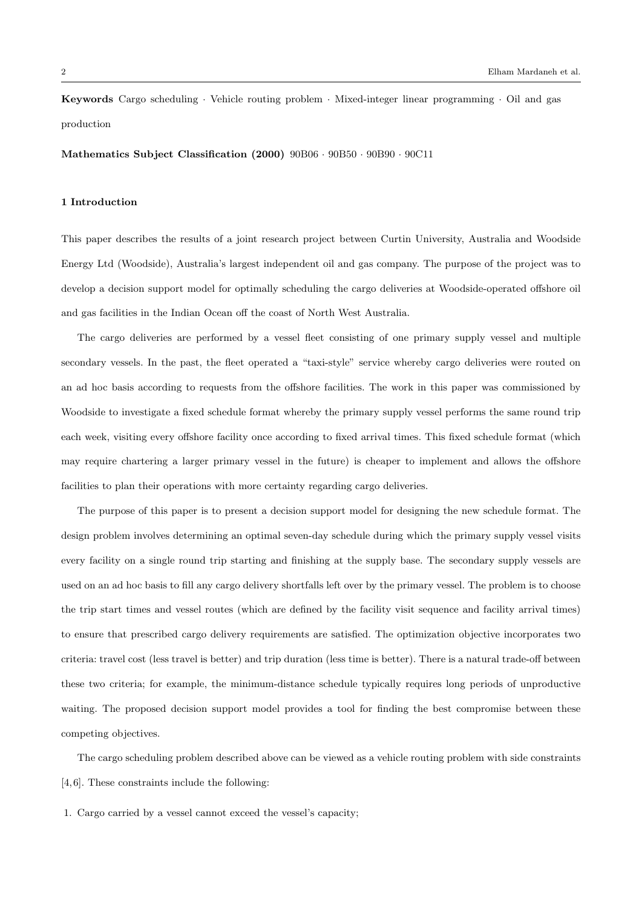**Keywords** Cargo scheduling · Vehicle routing problem · Mixed-integer linear programming · Oil and gas production

**Mathematics Subject Classification (2000)** 90B06 · 90B50 · 90B90 · 90C11

## 1 Introduction

This paper describes the results of a joint research project between Curtin University, Australia and Woodside Energy Ltd (Woodside), Australia's largest independent oil and gas company. The purpose of the project was to develop a decision support model for optimally scheduling the cargo deliveries at Woodside-operated offshore oil and gas facilities in the Indian Ocean off the coast of North West Australia.

The cargo deliveries are performed by a vessel fleet consisting of one primary supply vessel and multiple secondary vessels. In the past, the fleet operated a "taxi-style" service whereby cargo deliveries were routed on an ad hoc basis according to requests from the offshore facilities. The work in this paper was commissioned by Woodside to investigate a fixed schedule format whereby the primary supply vessel performs the same round trip each week, visiting every offshore facility once according to fixed arrival times. This fixed schedule format (which may require chartering a larger primary vessel in the future) is cheaper to implement and allows the offshore facilities to plan their operations with more certainty regarding cargo deliveries.

The purpose of this paper is to present a decision support model for designing the new schedule format. The design problem involves determining an optimal seven-day schedule during which the primary supply vessel visits every facility on a single round trip starting and finishing at the supply base. The secondary supply vessels are used on an ad hoc basis to fill any cargo delivery shortfalls left over by the primary vessel. The problem is to choose the trip start times and vessel routes (which are defined by the facility visit sequence and facility arrival times) to ensure that prescribed cargo delivery requirements are satisfied. The optimization objective incorporates two criteria: travel cost (less travel is better) and trip duration (less time is better). There is a natural trade-off between these two criteria; for example, the minimum-distance schedule typically requires long periods of unproductive waiting. The proposed decision support model provides a tool for finding the best compromise between these competing objectives.

The cargo scheduling problem described above can be viewed as a vehicle routing problem with side constraints [4,6]. These constraints include the following:

1. Cargo carried by a vessel cannot exceed the vessel's capacity;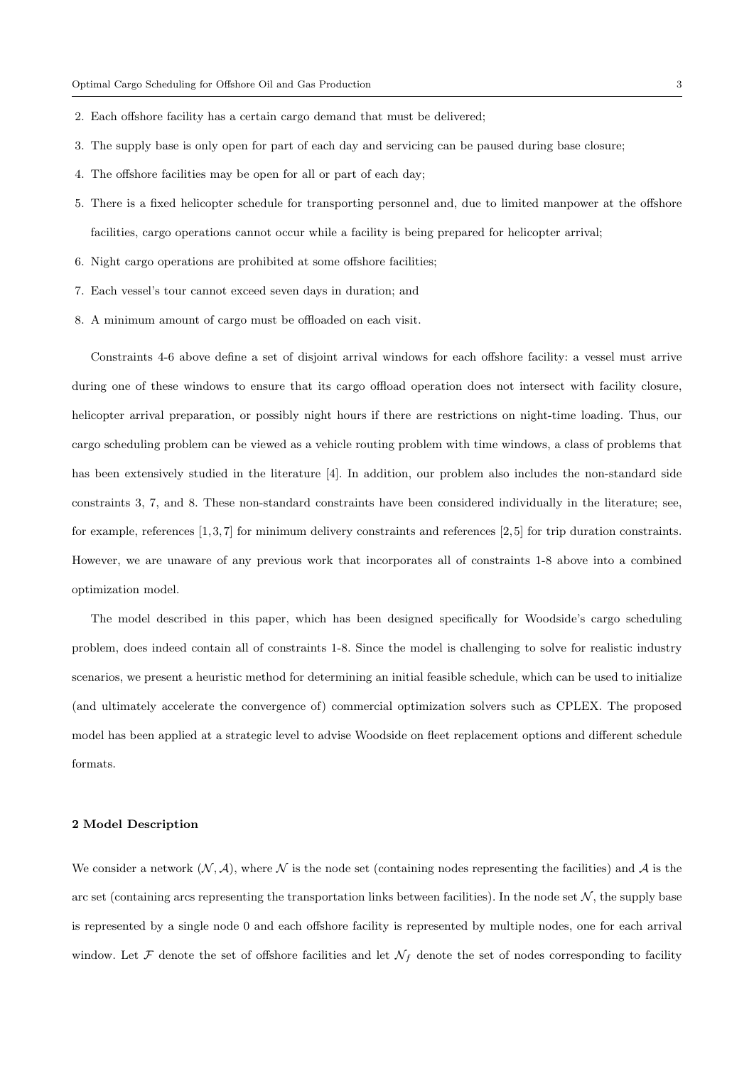2. Each offshore facility has a certain cargo demand that must be delivered;
3. The supply base is only open for part of each day and servicing can be paused during base closure;
4. The offshore facilities may be open for all or part of each day;
5. There is a fixed helicopter schedule for transporting personnel and, due to limited manpower at the offshore facilities, cargo operations cannot occur while a facility is being prepared for helicopter arrival;
6. Night cargo operations are prohibited at some offshore facilities;
7. Each vessel's tour cannot exceed seven days in duration; and
8. A minimum amount of cargo must be offloaded on each visit.

Constraints 4-6 above define a set of disjoint arrival windows for each offshore facility: a vessel must arrive during one of these windows to ensure that its cargo offload operation does not intersect with facility closure, helicopter arrival preparation, or possibly night hours if there are restrictions on night-time loading. Thus, our cargo scheduling problem can be viewed as a vehicle routing problem with time windows, a class of problems that has been extensively studied in the literature [4]. In addition, our problem also includes the non-standard side constraints 3, 7, and 8. These non-standard constraints have been considered individually in the literature; see, for example, references [1, 3, 7] for minimum delivery constraints and references [2, 5] for trip duration constraints. However, we are unaware of any previous work that incorporates all of constraints 1-8 above into a combined optimization model.

The model described in this paper, which has been designed specifically for Woodside's cargo scheduling problem, does indeed contain all of constraints 1-8. Since the model is challenging to solve for realistic industry scenarios, we present a heuristic method for determining an initial feasible schedule, which can be used to initialize (and ultimately accelerate the convergence of) commercial optimization solvers such as CPLEX. The proposed model has been applied at a strategic level to advise Woodside on fleet replacement options and different schedule formats.

## 2 Model Description

We consider a network $(\mathcal{N}, \mathcal{A})$, where $\mathcal{N}$ is the node set (containing nodes representing the facilities) and $\mathcal{A}$ is the arc set (containing arcs representing the transportation links between facilities). In the node set $\mathcal{N}$, the supply base is represented by a single node 0 and each offshore facility is represented by multiple nodes, one for each arrival window. Let $\mathcal{F}$ denote the set of offshore facilities and let $\mathcal{N}_f$ denote the set of nodes corresponding to facility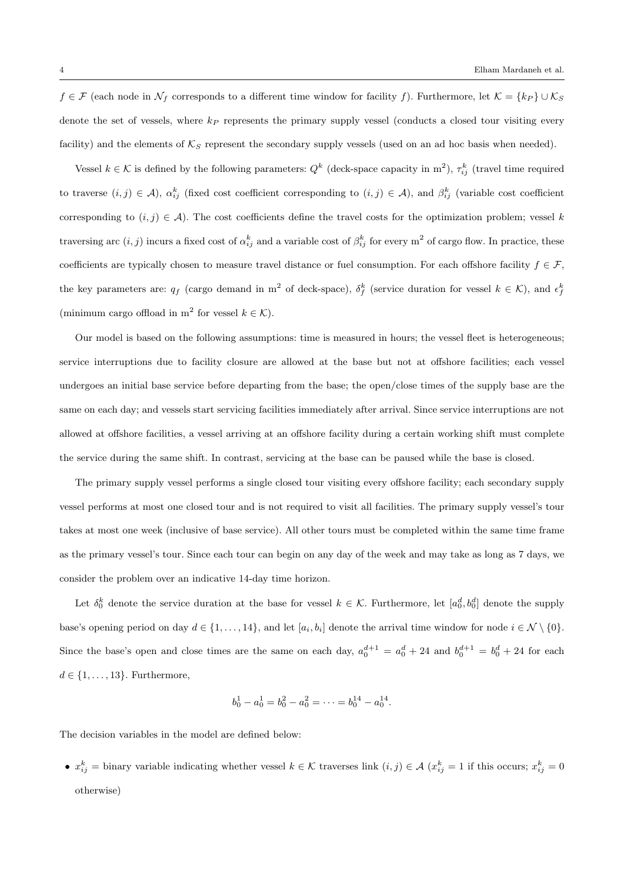$f \in \mathcal{F}$ (each node in $\mathcal{N}_f$ corresponds to a different time window for facility $f$). Furthermore, let $\mathcal{K} = \{k_P\} \cup \mathcal{K}_S$ denote the set of vessels, where $k_P$ represents the primary supply vessel (conducts a closed tour visiting every facility) and the elements of $\mathcal{K}_S$ represent the secondary supply vessels (used on an ad hoc basis when needed).

Vessel $k \in \mathcal{K}$ is defined by the following parameters: $Q^k$ (deck-space capacity in m$^2$), $\tau_{ij}^k$ (travel time required to traverse $(i,j) \in \mathcal{A}$), $\alpha_{ij}^k$ (fixed cost coefficient corresponding to $(i,j) \in \mathcal{A}$), and $\beta_{ij}^k$ (variable cost coefficient corresponding to $(i,j) \in \mathcal{A}$). The cost coefficients define the travel costs for the optimization problem; vessel $k$ traversing arc $(i,j)$ incurs a fixed cost of $\alpha_{ij}^k$ and a variable cost of $\beta_{ij}^k$ for every m$^2$ of cargo flow. In practice, these coefficients are typically chosen to measure travel distance or fuel consumption. For each offshore facility $f \in \mathcal{F}$, the key parameters are: $q_f$ (cargo demand in m$^2$ of deck-space), $\delta_f^k$ (service duration for vessel $k \in \mathcal{K}$), and $\epsilon_f^k$ (minimum cargo offload in m$^2$ for vessel $k \in \mathcal{K}$).

Our model is based on the following assumptions: time is measured in hours; the vessel fleet is heterogeneous; service interruptions due to facility closure are allowed at the base but not at offshore facilities; each vessel undergoes an initial base service before departing from the base; the open/close times of the supply base are the same on each day; and vessels start servicing facilities immediately after arrival. Since service interruptions are not allowed at offshore facilities, a vessel arriving at an offshore facility during a certain working shift must complete the service during the same shift. In contrast, servicing at the base can be paused while the base is closed.

The primary supply vessel performs a single closed tour visiting every offshore facility; each secondary supply vessel performs at most one closed tour and is not required to visit all facilities. The primary supply vessel's tour takes at most one week (inclusive of base service). All other tours must be completed within the same time frame as the primary vessel's tour. Since each tour can begin on any day of the week and may take as long as 7 days, we consider the problem over an indicative 14-day time horizon.

Let $\delta_0^k$ denote the service duration at the base for vessel $k \in \mathcal{K}$. Furthermore, let $[a_0^d, b_0^d]$ denote the supply base's opening period on day $d \in \{1, \ldots, 14\}$, and let $[a_i, b_i]$ denote the arrival time window for node $i \in \mathcal{N} \setminus \{0\}$. Since the base's open and close times are the same on each day, $a_0^{d+1} = a_0^d + 24$ and $b_0^{d+1} = b_0^d + 24$ for each $d \in \{1, \ldots, 13\}$. Furthermore,

$$b_0^1 - a_0^1 = b_0^2 - a_0^2 = \cdots = b_0^{14} - a_0^{14}.$$

The decision variables in the model are defined below:

- $x_{ij}^k$ = binary variable indicating whether vessel $k \in \mathcal{K}$ traverses link $(i,j) \in \mathcal{A}$ ($x_{ij}^k = 1$ if this occurs; $x_{ij}^k = 0$ otherwise)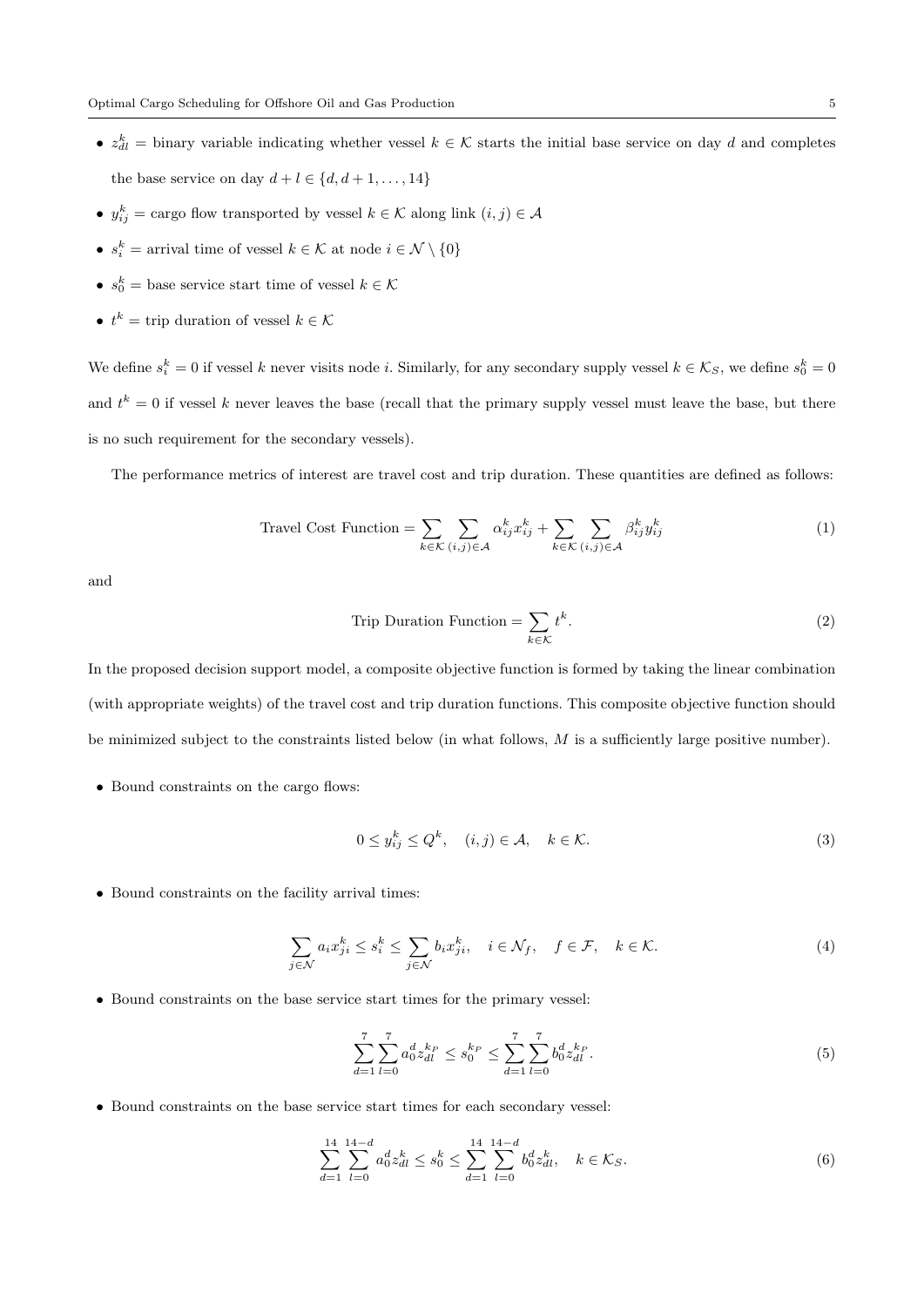- $z_{dl}^k$ = binary variable indicating whether vessel $k \in \mathcal{K}$ starts the initial base service on day $d$ and completes the base service on day $d + l \in \{d, d+1, \ldots, 14\}$
- $y_{ij}^k$ = cargo flow transported by vessel $k \in \mathcal{K}$ along link $(i,j) \in \mathcal{A}$
- $s_i^k$ = arrival time of vessel $k \in \mathcal{K}$ at node $i \in \mathcal{N} \setminus \{0\}$
- $s_0^k$ = base service start time of vessel $k \in \mathcal{K}$
- $t^k$ = trip duration of vessel $k \in \mathcal{K}$

We define $s_i^k = 0$ if vessel $k$ never visits node $i$. Similarly, for any secondary supply vessel $k \in \mathcal{K}_S$, we define $s_0^k = 0$ and $t^k = 0$ if vessel $k$ never leaves the base (recall that the primary supply vessel must leave the base, but there is no such requirement for the secondary vessels).

The performance metrics of interest are travel cost and trip duration. These quantities are defined as follows:

$$\text{Travel Cost Function} = \sum_{k \in \mathcal{K}} \sum_{(i,j) \in \mathcal{A}} \alpha_{ij}^k x_{ij}^k + \sum_{k \in \mathcal{K}} \sum_{(i,j) \in \mathcal{A}} \beta_{ij}^k y_{ij}^k \tag{1}$$

and

$$\text{Trip Duration Function} = \sum_{k \in \mathcal{K}} t^k. \tag{2}$$

In the proposed decision support model, a composite objective function is formed by taking the linear combination (with appropriate weights) of the travel cost and trip duration functions. This composite objective function should be minimized subject to the constraints listed below (in what follows, $M$ is a sufficiently large positive number).

- Bound constraints on the cargo flows:

$$0 \leq y_{ij}^k \leq Q^k, \quad (i,j) \in \mathcal{A}, \quad k \in \mathcal{K}. \tag{3}$$

- Bound constraints on the facility arrival times:

$$\sum_{j \in \mathcal{N}} a_i x_{ji}^k \leq s_i^k \leq \sum_{j \in \mathcal{N}} b_i x_{ji}^k, \quad i \in \mathcal{N}_f, \quad f \in \mathcal{F}, \quad k \in \mathcal{K}. \tag{4}$$

- Bound constraints on the base service start times for the primary vessel:

$$\sum_{d=1}^{7} \sum_{l=0}^{7} a_0^d z_{dl}^{k_P} \leq s_0^{k_P} \leq \sum_{d=1}^{7} \sum_{l=0}^{7} b_0^d z_{dl}^{k_P}. \tag{5}$$

- Bound constraints on the base service start times for each secondary vessel:

$$\sum_{d=1}^{14} \sum_{l=0}^{14-d} a_0^d z_{dl}^k \leq s_0^k \leq \sum_{d=1}^{14} \sum_{l=0}^{14-d} b_0^d z_{dl}^k, \quad k \in \mathcal{K}_S. \tag{6}$$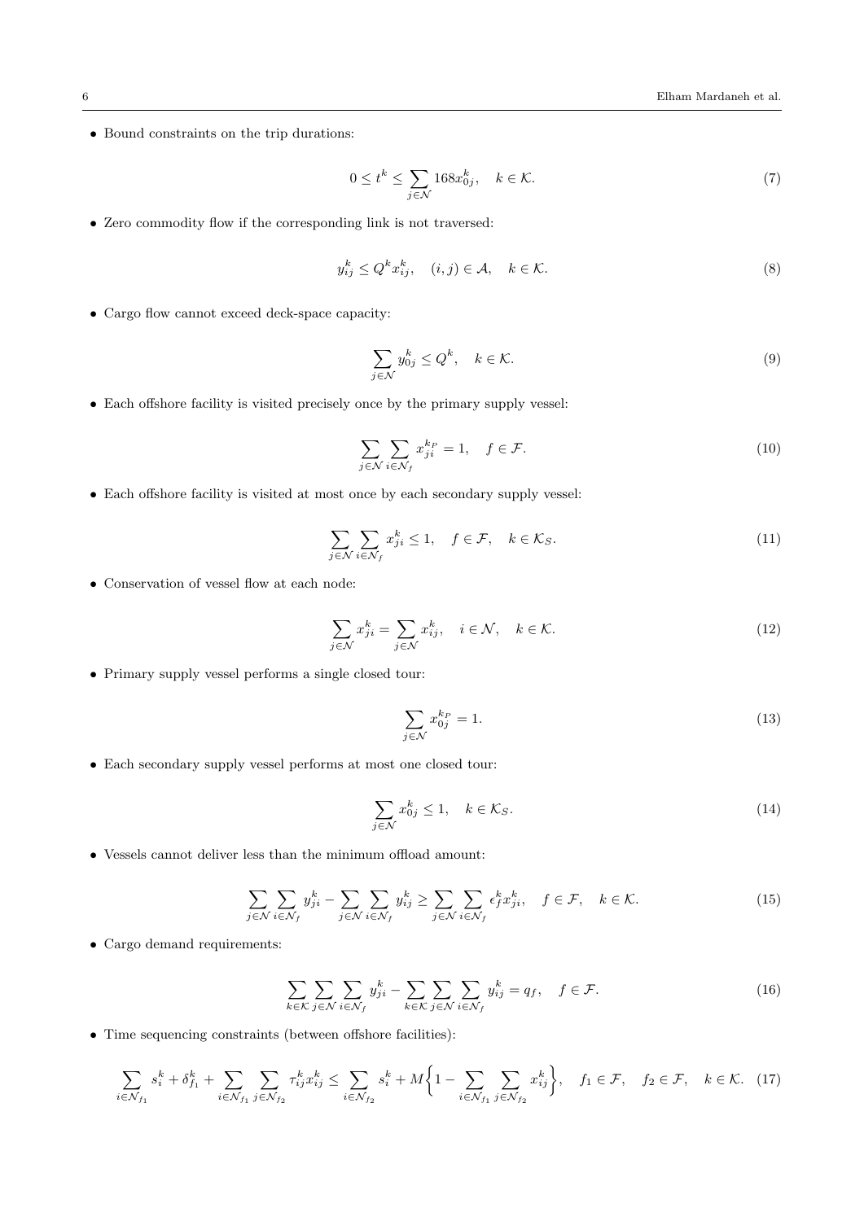- Bound constraints on the trip durations:

$$0 \leq t^k \leq \sum_{j \in \mathcal{N}} 168 x_{0j}^k, \quad k \in \mathcal{K}. \tag{7}$$

- Zero commodity flow if the corresponding link is not traversed:

$$y_{ij}^k \leq Q^k x_{ij}^k, \quad (i,j) \in \mathcal{A}, \quad k \in \mathcal{K}. \tag{8}$$

- Cargo flow cannot exceed deck-space capacity:

$$\sum_{j \in \mathcal{N}} y_{0j}^k \leq Q^k, \quad k \in \mathcal{K}. \tag{9}$$

- Each offshore facility is visited precisely once by the primary supply vessel:

$$\sum_{j \in \mathcal{N}} \sum_{i \in \mathcal{N}_f} x_{ji}^{k_P} = 1, \quad f \in \mathcal{F}. \tag{10}$$

- Each offshore facility is visited at most once by each secondary supply vessel:

$$\sum_{j \in \mathcal{N}} \sum_{i \in \mathcal{N}_f} x_{ji}^k \leq 1, \quad f \in \mathcal{F}, \quad k \in \mathcal{K}_S. \tag{11}$$

- Conservation of vessel flow at each node:

$$\sum_{j \in \mathcal{N}} x_{ji}^k = \sum_{j \in \mathcal{N}} x_{ij}^k, \quad i \in \mathcal{N}, \quad k \in \mathcal{K}. \tag{12}$$

- Primary supply vessel performs a single closed tour:

$$\sum_{j \in \mathcal{N}} x_{0j}^{k_P} = 1. \tag{13}$$

- Each secondary supply vessel performs at most one closed tour:

$$\sum_{j \in \mathcal{N}} x_{0j}^k \leq 1, \quad k \in \mathcal{K}_S. \tag{14}$$

- Vessels cannot deliver less than the minimum offload amount:

$$\sum_{j \in \mathcal{N}} \sum_{i \in \mathcal{N}_f} y_{ji}^k - \sum_{j \in \mathcal{N}} \sum_{i \in \mathcal{N}_f} y_{ij}^k \geq \sum_{j \in \mathcal{N}} \sum_{i \in \mathcal{N}_f} \epsilon_f^k x_{ji}^k, \quad f \in \mathcal{F}, \quad k \in \mathcal{K}. \tag{15}$$

- Cargo demand requirements:

$$\sum_{k \in \mathcal{K}} \sum_{j \in \mathcal{N}} \sum_{i \in \mathcal{N}_f} y_{ji}^k - \sum_{k \in \mathcal{K}} \sum_{j \in \mathcal{N}} \sum_{i \in \mathcal{N}_f} y_{ij}^k = q_f, \quad f \in \mathcal{F}. \tag{16}$$

- Time sequencing constraints (between offshore facilities):

$$\sum_{i \in \mathcal{N}_{f_1}} s_i^k + \delta_{f_1}^k + \sum_{i \in \mathcal{N}_{f_1}} \sum_{j \in \mathcal{N}_{f_2}} \tau_{ij}^k x_{ij}^k \leq \sum_{i \in \mathcal{N}_{f_2}} s_i^k + M \Bigg\{ 1 - \sum_{i \in \mathcal{N}_{f_1}} \sum_{j \in \mathcal{N}_{f_2}} x_{ij}^k \Bigg\}, \quad f_1 \in \mathcal{F}, \quad f_2 \in \mathcal{F}, \quad k \in \mathcal{K}. \tag{17}$$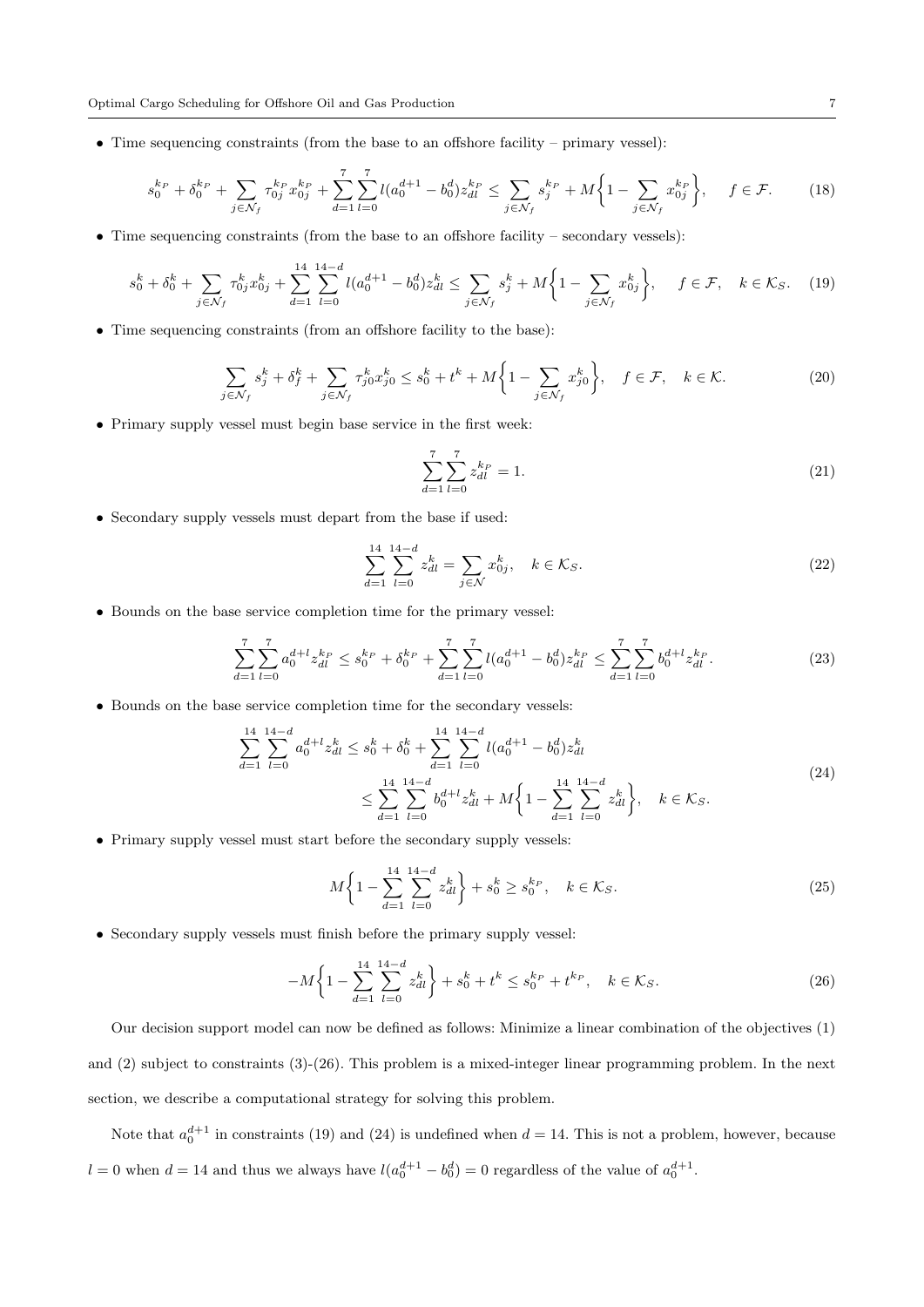- Time sequencing constraints (from the base to an offshore facility – primary vessel):

$$s_0^{k_P} + \delta_0^{k_P} + \sum_{j \in \mathcal{N}_f} \tau_{0j}^{k_P} x_{0j}^{k_P} + \sum_{d=1}^{7} \sum_{l=0}^{7} l(a_0^{d+1} - b_0^d) z_{dl}^{k_P} \leq \sum_{j \in \mathcal{N}_f} s_j^{k_P} + M\Big\{1 - \sum_{j \in \mathcal{N}_f} x_{0j}^{k_P}\Big\}, \quad f \in \mathcal{F}. \tag{18}$$

- Time sequencing constraints (from the base to an offshore facility – secondary vessels):

$$s_0^k + \delta_0^k + \sum_{j \in \mathcal{N}_f} \tau_{0j}^k x_{0j}^k + \sum_{d=1}^{14} \sum_{l=0}^{14-d} l(a_0^{d+1} - b_0^d) z_{dl}^k \leq \sum_{j \in \mathcal{N}_f} s_j^k + M\Big\{1 - \sum_{j \in \mathcal{N}_f} x_{0j}^k\Big\}, \quad f \in \mathcal{F}, \quad k \in \mathcal{K}_S. \tag{19}$$

- Time sequencing constraints (from an offshore facility to the base):

$$\sum_{j \in \mathcal{N}_f} s_j^k + \delta_f^k + \sum_{j \in \mathcal{N}_f} \tau_{j0}^k x_{j0}^k \leq s_0^k + t^k + M\Big\{1 - \sum_{j \in \mathcal{N}_f} x_{j0}^k\Big\}, \quad f \in \mathcal{F}, \quad k \in \mathcal{K}. \tag{20}$$

- Primary supply vessel must begin base service in the first week:

$$\sum_{d=1}^{7} \sum_{l=0}^{7} z_{dl}^{k_P} = 1. \tag{21}$$

- Secondary supply vessels must depart from the base if used:

$$\sum_{d=1}^{14} \sum_{l=0}^{14-d} z_{dl}^k = \sum_{j \in \mathcal{N}} x_{0j}^k, \quad k \in \mathcal{K}_S. \tag{22}$$

- Bounds on the base service completion time for the primary vessel:

$$\sum_{d=1}^{7} \sum_{l=0}^{7} a_0^{d+l} z_{dl}^{k_P} \leq s_0^{k_P} + \delta_0^{k_P} + \sum_{d=1}^{7} \sum_{l=0}^{7} l(a_0^{d+1} - b_0^d) z_{dl}^{k_P} \leq \sum_{d=1}^{7} \sum_{l=0}^{7} b_0^{d+l} z_{dl}^{k_P}. \tag{23}$$

- Bounds on the base service completion time for the secondary vessels:

$$\begin{aligned} \sum_{d=1}^{14} \sum_{l=0}^{14-d} a_0^{d+l} z_{dl}^k \leq s_0^k + \delta_0^k + \sum_{d=1}^{14} \sum_{l=0}^{14-d} l(a_0^{d+1} - b_0^d) z_{dl}^k \\ \leq \sum_{d=1}^{14} \sum_{l=0}^{14-d} b_0^{d+l} z_{dl}^k + M\Big\{1 - \sum_{d=1}^{14} \sum_{l=0}^{14-d} z_{dl}^k\Big\}, \quad k \in \mathcal{K}_S. \end{aligned} \tag{24}$$

- Primary supply vessel must start before the secondary supply vessels:

$$M\Big\{1 - \sum_{d=1}^{14} \sum_{l=0}^{14-d} z_{dl}^k\Big\} + s_0^k \geq s_0^{k_P}, \quad k \in \mathcal{K}_S. \tag{25}$$

- Secondary supply vessels must finish before the primary supply vessel:

$$-M\Big\{1 - \sum_{d=1}^{14} \sum_{l=0}^{14-d} z_{dl}^k\Big\} + s_0^k + t^k \leq s_0^{k_P} + t^{k_P}, \quad k \in \mathcal{K}_S. \tag{26}$$

Our decision support model can now be defined as follows: Minimize a linear combination of the objectives (1) and (2) subject to constraints (3)-(26). This problem is a mixed-integer linear programming problem. In the next section, we describe a computational strategy for solving this problem.

Note that $a_0^{d+1}$ in constraints (19) and (24) is undefined when $d = 14$. This is not a problem, however, because $l = 0$ when $d = 14$ and thus we always have $l(a_0^{d+1} - b_0^d) = 0$ regardless of the value of $a_0^{d+1}$.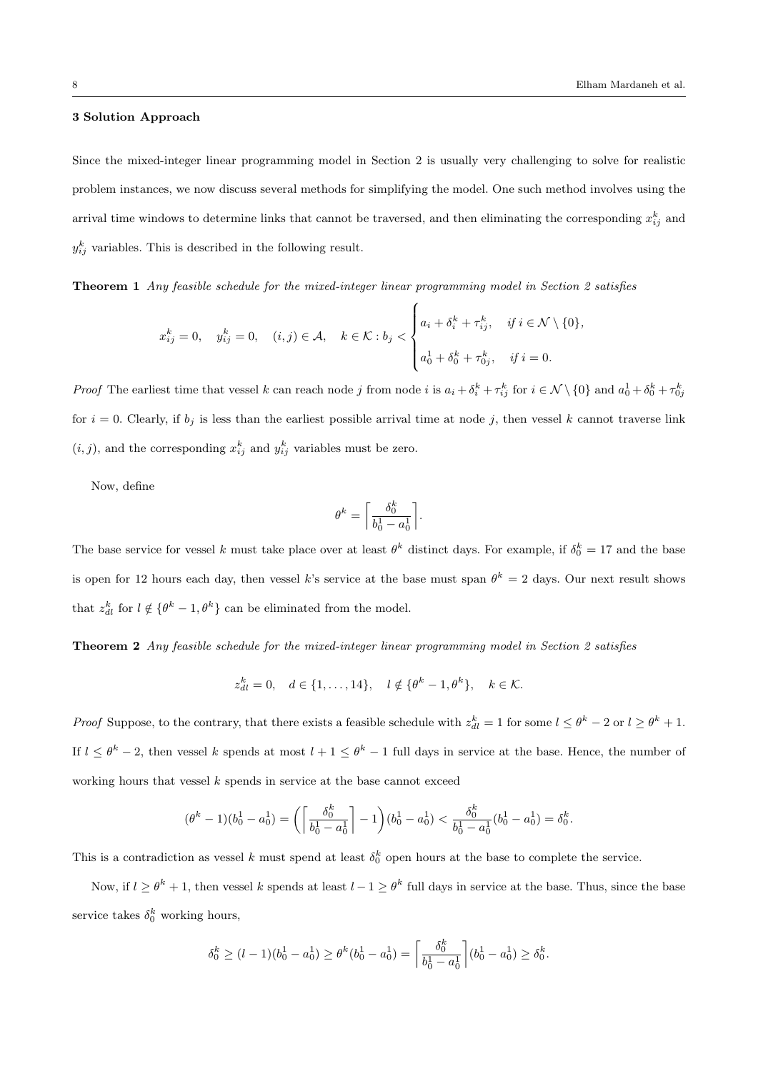### 3 Solution Approach

Since the mixed-integer linear programming model in Section 2 is usually very challenging to solve for realistic problem instances, we now discuss several methods for simplifying the model. One such method involves using the arrival time windows to determine links that cannot be traversed, and then eliminating the corresponding $x_{ij}^k$ and $y_{ij}^k$ variables. This is described in the following result.

**Theorem 1** *Any feasible schedule for the mixed-integer linear programming model in Section 2 satisfies*

$$x_{ij}^k = 0, \quad y_{ij}^k = 0, \quad (i,j) \in \mathcal{A}, \quad k \in \mathcal{K} : b_j < \begin{cases} a_i + \delta_i^k + \tau_{ij}^k, & \text{if } i \in \mathcal{N} \setminus \{0\}, \\ a_0^1 + \delta_0^k + \tau_{0j}^k, & \text{if } i = 0. \end{cases}$$

*Proof* The earliest time that vessel $k$ can reach node $j$ from node $i$ is $a_i + \delta_i^k + \tau_{ij}^k$ for $i \in \mathcal{N} \setminus \{0\}$ and $a_0^1 + \delta_0^k + \tau_{0j}^k$ for $i = 0$. Clearly, if $b_j$ is less than the earliest possible arrival time at node $j$, then vessel $k$ cannot traverse link $(i,j)$, and the corresponding $x_{ij}^k$ and $y_{ij}^k$ variables must be zero.

Now, define

$$\theta^k = \left\lceil \frac{\delta_0^k}{b_0^1 - a_0^1} \right\rceil.$$

The base service for vessel $k$ must take place over at least $\theta^k$ distinct days. For example, if $\delta_0^k = 17$ and the base is open for 12 hours each day, then vessel $k$'s service at the base must span $\theta^k = 2$ days. Our next result shows that $z_{dl}^k$ for $l \notin \{\theta^k - 1, \theta^k\}$ can be eliminated from the model.

**Theorem 2** *Any feasible schedule for the mixed-integer linear programming model in Section 2 satisfies*

$$z_{dl}^k = 0, \quad d \in \{1, \ldots, 14\}, \quad l \notin \{\theta^k - 1, \theta^k\}, \quad k \in \mathcal{K}.$$

*Proof* Suppose, to the contrary, that there exists a feasible schedule with $z_{dl}^k = 1$ for some $l \leq \theta^k - 2$ or $l \geq \theta^k + 1$. If $l \leq \theta^k - 2$, then vessel $k$ spends at most $l + 1 \leq \theta^k - 1$ full days in service at the base. Hence, the number of working hours that vessel $k$ spends in service at the base cannot exceed

$$(\theta^k - 1)(b_0^1 - a_0^1) = \left( \left\lceil \frac{\delta_0^k}{b_0^1 - a_0^1} \right\rceil - 1 \right)(b_0^1 - a_0^1) < \frac{\delta_0^k}{b_0^1 - a_0^1}(b_0^1 - a_0^1) = \delta_0^k.$$

This is a contradiction as vessel $k$ must spend at least $\delta_0^k$ open hours at the base to complete the service.

Now, if $l \geq \theta^k + 1$, then vessel $k$ spends at least $l - 1 \geq \theta^k$ full days in service at the base. Thus, since the base service takes $\delta_0^k$ working hours,

$$\delta_0^k \geq (l-1)(b_0^1 - a_0^1) \geq \theta^k (b_0^1 - a_0^1) = \left\lceil \frac{\delta_0^k}{b_0^1 - a_0^1} \right\rceil (b_0^1 - a_0^1) \geq \delta_0^k.$$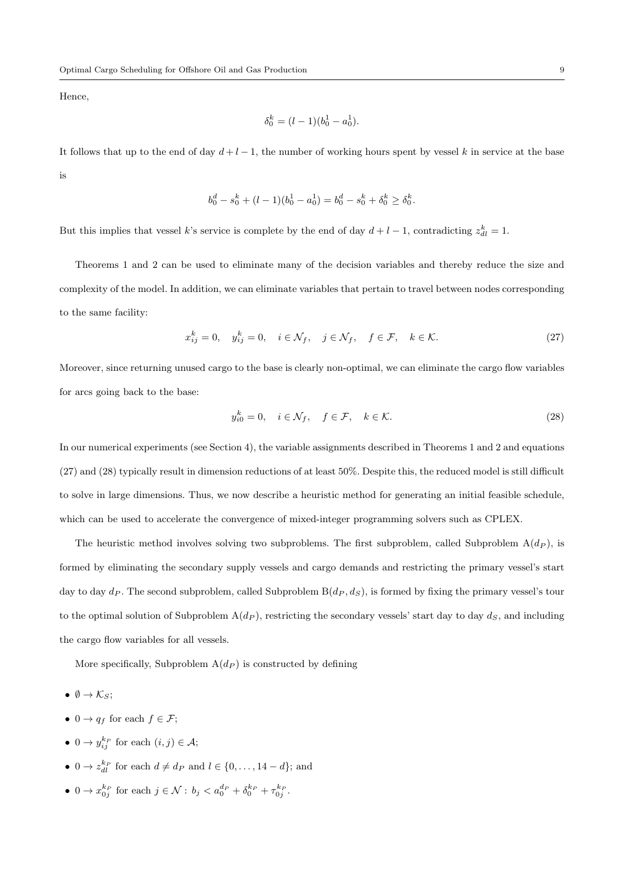Hence,

$$\delta_0^k = (l-1)(b_0^1 - a_0^1).$$

It follows that up to the end of day $d+l-1$, the number of working hours spent by vessel $k$ in service at the base is

$$b_0^d - s_0^k + (l-1)(b_0^1 - a_0^1) = b_0^d - s_0^k + \delta_0^k \geq \delta_0^k.$$

But this implies that vessel $k$'s service is complete by the end of day $d+l-1$, contradicting $z_{dl}^k = 1$.

Theorems 1 and 2 can be used to eliminate many of the decision variables and thereby reduce the size and complexity of the model. In addition, we can eliminate variables that pertain to travel between nodes corresponding to the same facility:

$$x_{ij}^k = 0, \quad y_{ij}^k = 0, \quad i \in \mathcal{N}_f, \quad j \in \mathcal{N}_f, \quad f \in \mathcal{F}, \quad k \in \mathcal{K}. \tag{27}$$

Moreover, since returning unused cargo to the base is clearly non-optimal, we can eliminate the cargo flow variables for arcs going back to the base:

$$y_{i0}^k = 0, \quad i \in \mathcal{N}_f, \quad f \in \mathcal{F}, \quad k \in \mathcal{K}. \tag{28}$$

In our numerical experiments (see Section 4), the variable assignments described in Theorems 1 and 2 and equations (27) and (28) typically result in dimension reductions of at least 50%. Despite this, the reduced model is still difficult to solve in large dimensions. Thus, we now describe a heuristic method for generating an initial feasible schedule, which can be used to accelerate the convergence of mixed-integer programming solvers such as CPLEX.

The heuristic method involves solving two subproblems. The first subproblem, called Subproblem A($d_P$), is formed by eliminating the secondary supply vessels and cargo demands and restricting the primary vessel's start day to day $d_P$. The second subproblem, called Subproblem B($d_P, d_S$), is formed by fixing the primary vessel's tour to the optimal solution of Subproblem A($d_P$), restricting the secondary vessels' start day to day $d_S$, and including the cargo flow variables for all vessels.

More specifically, Subproblem A($d_P$) is constructed by defining

- $\emptyset \to \mathcal{K}_S$;
- $0 \to q_f$ for each $f \in \mathcal{F}$;
- $0 \to y_{ij}^{k_P}$ for each $(i,j) \in \mathcal{A}$;
- $0 \to z_{dl}^{k_P}$ for each $d \neq d_P$ and $l \in \{0, \ldots, 14-d\}$; and
- $0 \to x_{0j}^{k_P}$ for each $j \in \mathcal{N} : b_j < a_0^{d_P} + \delta_0^{k_P} + \tau_{0j}^{k_P}$.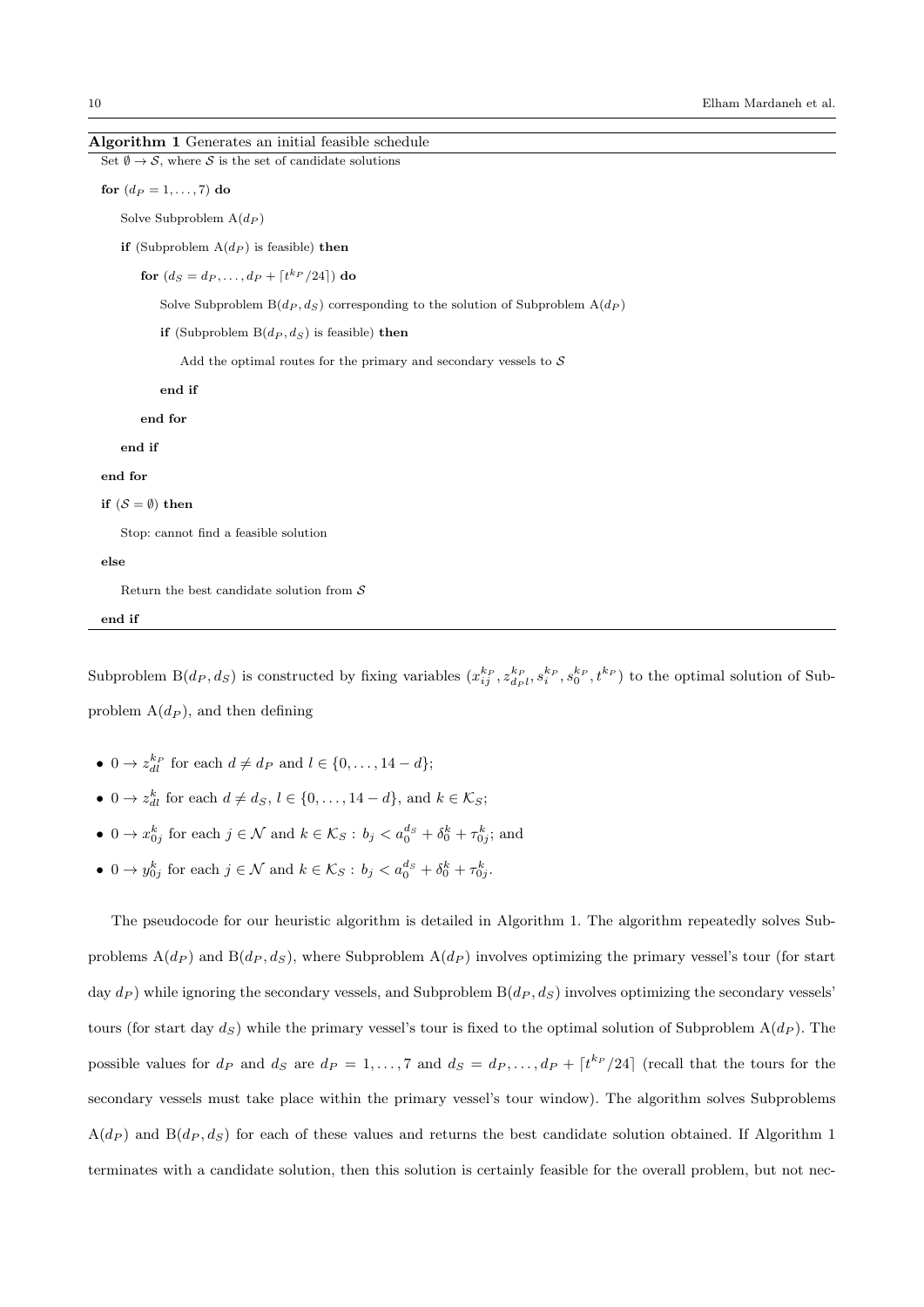**Algorithm 1** Generates an initial feasible schedule

```
Set ∅ → S, where S is the set of candidate solutions
for (d_P = 1, ..., 7) do
    Solve Subproblem A(d_P)
    if (Subproblem A(d_P) is feasible) then
        for (d_S = d_P, ..., d_P + ⌈t^{k_P}/24⌉) do
            Solve Subproblem B(d_P, d_S) corresponding to the solution of Subproblem A(d_P)
            if (Subproblem B(d_P, d_S) is feasible) then
                Add the optimal routes for the primary and secondary vessels to S
            end if
        end for
    end if
end for
if (S = ∅) then
    Stop: cannot find a feasible solution
else
    Return the best candidate solution from S
end if
```

Subproblem $\mathrm{B}(d_P, d_S)$ is constructed by fixing variables $(x_{ij}^{k_P}, z_{d_P l}^{k_P}, s_i^{k_P}, s_0^{k_P}, t^{k_P})$ to the optimal solution of Subproblem $\mathrm{A}(d_P)$, and then defining

- $0 \to z_{dl}^{k_P}$ for each $d \neq d_P$ and $l \in \{0, \ldots, 14 - d\}$;
- $0 \to z_{dl}^{k}$ for each $d \neq d_S$, $l \in \{0, \ldots, 14 - d\}$, and $k \in \mathcal{K}_S$;
- $0 \to x_{0j}^{k}$ for each $j \in \mathcal{N}$ and $k \in \mathcal{K}_S : b_j < a_0^{d_S} + \delta_0^k + \tau_{0j}^k$; and
- $0 \to y_{0j}^{k}$ for each $j \in \mathcal{N}$ and $k \in \mathcal{K}_S : b_j < a_0^{d_S} + \delta_0^k + \tau_{0j}^k$.

The pseudocode for our heuristic algorithm is detailed in Algorithm 1. The algorithm repeatedly solves Subproblems $\mathrm{A}(d_P)$ and $\mathrm{B}(d_P, d_S)$, where Subproblem $\mathrm{A}(d_P)$ involves optimizing the primary vessel's tour (for start day $d_P$) while ignoring the secondary vessels, and Subproblem $\mathrm{B}(d_P, d_S)$ involves optimizing the secondary vessels' tours (for start day $d_S$) while the primary vessel's tour is fixed to the optimal solution of Subproblem $\mathrm{A}(d_P)$. The possible values for $d_P$ and $d_S$ are $d_P = 1, \ldots, 7$ and $d_S = d_P, \ldots, d_P + \lceil t^{k_P}/24 \rceil$ (recall that the tours for the secondary vessels must take place within the primary vessel's tour window). The algorithm solves Subproblems $\mathrm{A}(d_P)$ and $\mathrm{B}(d_P, d_S)$ for each of these values and returns the best candidate solution obtained. If Algorithm 1 terminates with a candidate solution, then this solution is certainly feasible for the overall problem, but not nec-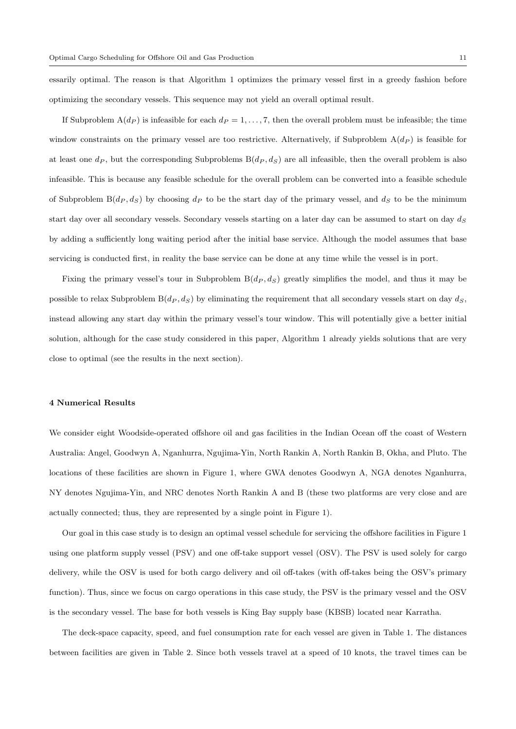essarily optimal. The reason is that Algorithm 1 optimizes the primary vessel first in a greedy fashion before optimizing the secondary vessels. This sequence may not yield an overall optimal result.

If Subproblem $\mathrm{A}(d_P)$ is infeasible for each $d_P = 1, \ldots, 7$, then the overall problem must be infeasible; the time window constraints on the primary vessel are too restrictive. Alternatively, if Subproblem $\mathrm{A}(d_P)$ is feasible for at least one $d_P$, but the corresponding Subproblems $\mathrm{B}(d_P, d_S)$ are all infeasible, then the overall problem is also infeasible. This is because any feasible schedule for the overall problem can be converted into a feasible schedule of Subproblem $\mathrm{B}(d_P, d_S)$ by choosing $d_P$ to be the start day of the primary vessel, and $d_S$ to be the minimum start day over all secondary vessels. Secondary vessels starting on a later day can be assumed to start on day $d_S$ by adding a sufficiently long waiting period after the initial base service. Although the model assumes that base servicing is conducted first, in reality the base service can be done at any time while the vessel is in port.

Fixing the primary vessel's tour in Subproblem $\mathrm{B}(d_P, d_S)$ greatly simplifies the model, and thus it may be possible to relax Subproblem $\mathrm{B}(d_P, d_S)$ by eliminating the requirement that all secondary vessels start on day $d_S$, instead allowing any start day within the primary vessel's tour window. This will potentially give a better initial solution, although for the case study considered in this paper, Algorithm 1 already yields solutions that are very close to optimal (see the results in the next section).

## 4 Numerical Results

We consider eight Woodside-operated offshore oil and gas facilities in the Indian Ocean off the coast of Western Australia: Angel, Goodwyn A, Nganhurra, Ngujima-Yin, North Rankin A, North Rankin B, Okha, and Pluto. The locations of these facilities are shown in Figure 1, where GWA denotes Goodwyn A, NGA denotes Nganhurra, NY denotes Ngujima-Yin, and NRC denotes North Rankin A and B (these two platforms are very close and are actually connected; thus, they are represented by a single point in Figure 1).

Our goal in this case study is to design an optimal vessel schedule for servicing the offshore facilities in Figure 1 using one platform supply vessel (PSV) and one off-take support vessel (OSV). The PSV is used solely for cargo delivery, while the OSV is used for both cargo delivery and oil off-takes (with off-takes being the OSV's primary function). Thus, since we focus on cargo operations in this case study, the PSV is the primary vessel and the OSV is the secondary vessel. The base for both vessels is King Bay supply base (KBSB) located near Karratha.

The deck-space capacity, speed, and fuel consumption rate for each vessel are given in Table 1. The distances between facilities are given in Table 2. Since both vessels travel at a speed of 10 knots, the travel times can be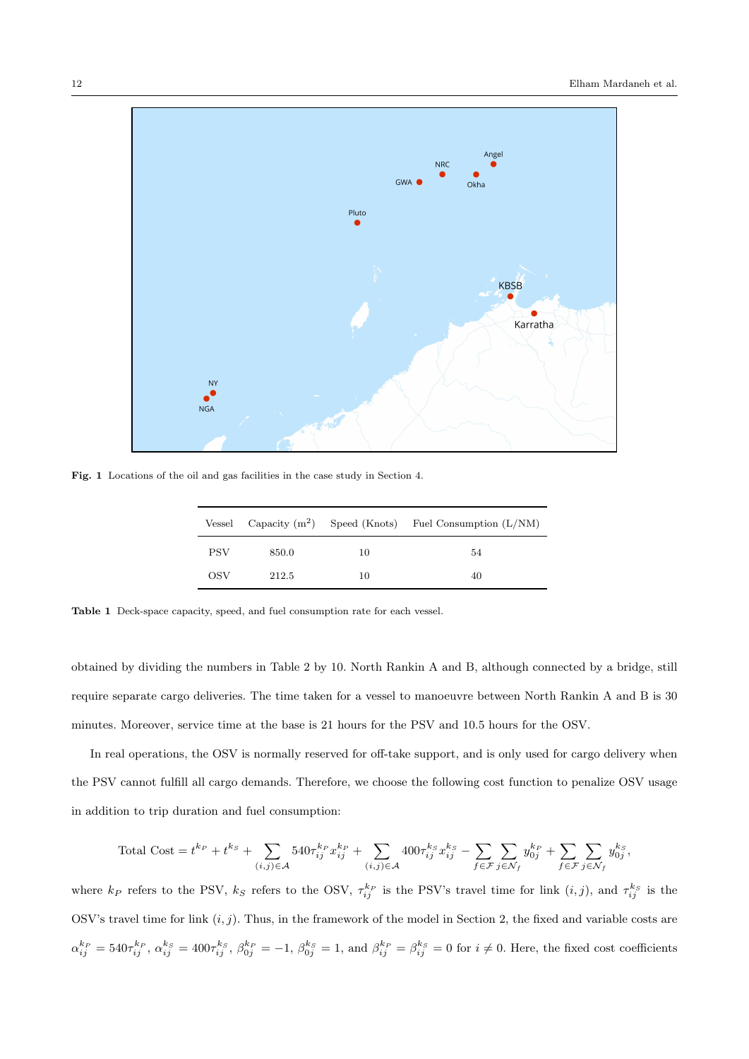**Fig. 1** Locations of the oil and gas facilities in the case study in Section 4.

| Vessel | Capacity (m$^2$) | Speed (Knots) | Fuel Consumption (L/NM) |
|---|---|---|---|
| PSV | 850.0 | 10 | 54 |
| OSV | 212.5 | 10 | 40 |

**Table 1** Deck-space capacity, speed, and fuel consumption rate for each vessel.

obtained by dividing the numbers in Table 2 by 10. North Rankin A and B, although connected by a bridge, still require separate cargo deliveries. The time taken for a vessel to manoeuvre between North Rankin A and B is 30 minutes. Moreover, service time at the base is 21 hours for the PSV and 10.5 hours for the OSV.

In real operations, the OSV is normally reserved for off-take support, and is only used for cargo delivery when the PSV cannot fulfill all cargo demands. Therefore, we choose the following cost function to penalize OSV usage in addition to trip duration and fuel consumption:

$$\text{Total Cost} = t^{k_P} + t^{k_S} + \sum_{(i,j)\in\mathcal{A}} 540\tau_{ij}^{k_P} x_{ij}^{k_P} + \sum_{(i,j)\in\mathcal{A}} 400\tau_{ij}^{k_S} x_{ij}^{k_S} - \sum_{f\in\mathcal{F}} \sum_{j\in\mathcal{N}_f} y_{0j}^{k_P} + \sum_{f\in\mathcal{F}} \sum_{j\in\mathcal{N}_f} y_{0j}^{k_S},$$

where $k_P$ refers to the PSV, $k_S$ refers to the OSV, $\tau_{ij}^{k_P}$ is the PSV's travel time for link $(i,j)$, and $\tau_{ij}^{k_S}$ is the OSV's travel time for link $(i,j)$. Thus, in the framework of the model in Section 2, the fixed and variable costs are $\alpha_{ij}^{k_P} = 540\tau_{ij}^{k_P}$, $\alpha_{ij}^{k_S} = 400\tau_{ij}^{k_S}$, $\beta_{0j}^{k_P} = -1$, $\beta_{0j}^{k_S} = 1$, and $\beta_{ij}^{k_P} = \beta_{ij}^{k_S} = 0$ for $i \neq 0$. Here, the fixed cost coefficients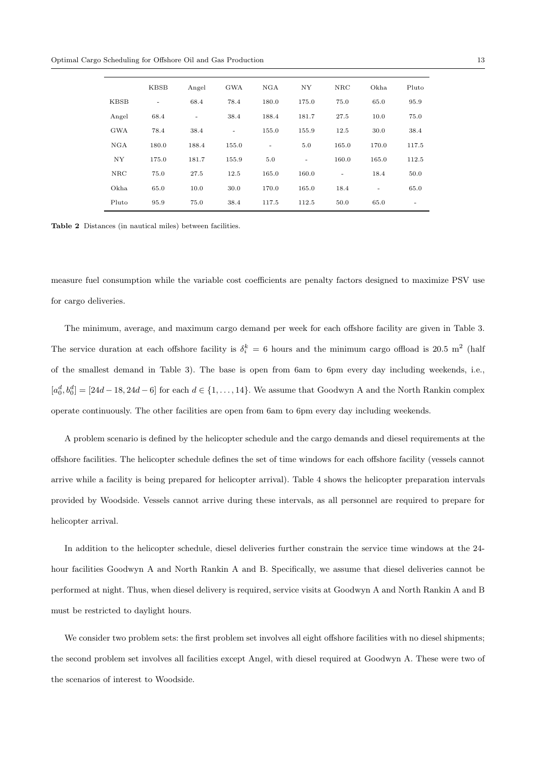| | KBSB | Angel | GWA | NGA | NY | NRC | Okha | Pluto |
|---|---|---|---|---|---|---|---|---|
| KBSB | - | 68.4 | 78.4 | 180.0 | 175.0 | 75.0 | 65.0 | 95.9 |
| Angel | 68.4 | - | 38.4 | 188.4 | 181.7 | 27.5 | 10.0 | 75.0 |
| GWA | 78.4 | 38.4 | - | 155.0 | 155.9 | 12.5 | 30.0 | 38.4 |
| NGA | 180.0 | 188.4 | 155.0 | - | 5.0 | 165.0 | 170.0 | 117.5 |
| NY | 175.0 | 181.7 | 155.9 | 5.0 | - | 160.0 | 165.0 | 112.5 |
| NRC | 75.0 | 27.5 | 12.5 | 165.0 | 160.0 | - | 18.4 | 50.0 |
| Okha | 65.0 | 10.0 | 30.0 | 170.0 | 165.0 | 18.4 | - | 65.0 |
| Pluto | 95.9 | 75.0 | 38.4 | 117.5 | 112.5 | 50.0 | 65.0 | - |

**Table 2** Distances (in nautical miles) between facilities.

measure fuel consumption while the variable cost coefficients are penalty factors designed to maximize PSV use for cargo deliveries.

The minimum, average, and maximum cargo demand per week for each offshore facility are given in Table 3. The service duration at each offshore facility is $\delta_i^k = 6$ hours and the minimum cargo offload is 20.5 $\text{m}^2$ (half of the smallest demand in Table 3). The base is open from 6am to 6pm every day including weekends, i.e., $[a_0^d, b_0^d] = [24d - 18, 24d - 6]$ for each $d \in \{1, \ldots, 14\}$. We assume that Goodwyn A and the North Rankin complex operate continuously. The other facilities are open from 6am to 6pm every day including weekends.

A problem scenario is defined by the helicopter schedule and the cargo demands and diesel requirements at the offshore facilities. The helicopter schedule defines the set of time windows for each offshore facility (vessels cannot arrive while a facility is being prepared for helicopter arrival). Table 4 shows the helicopter preparation intervals provided by Woodside. Vessels cannot arrive during these intervals, as all personnel are required to prepare for helicopter arrival.

In addition to the helicopter schedule, diesel deliveries further constrain the service time windows at the 24-hour facilities Goodwyn A and North Rankin A and B. Specifically, we assume that diesel deliveries cannot be performed at night. Thus, when diesel delivery is required, service visits at Goodwyn A and North Rankin A and B must be restricted to daylight hours.

We consider two problem sets: the first problem set involves all eight offshore facilities with no diesel shipments; the second problem set involves all facilities except Angel, with diesel required at Goodwyn A. These were two of the scenarios of interest to Woodside.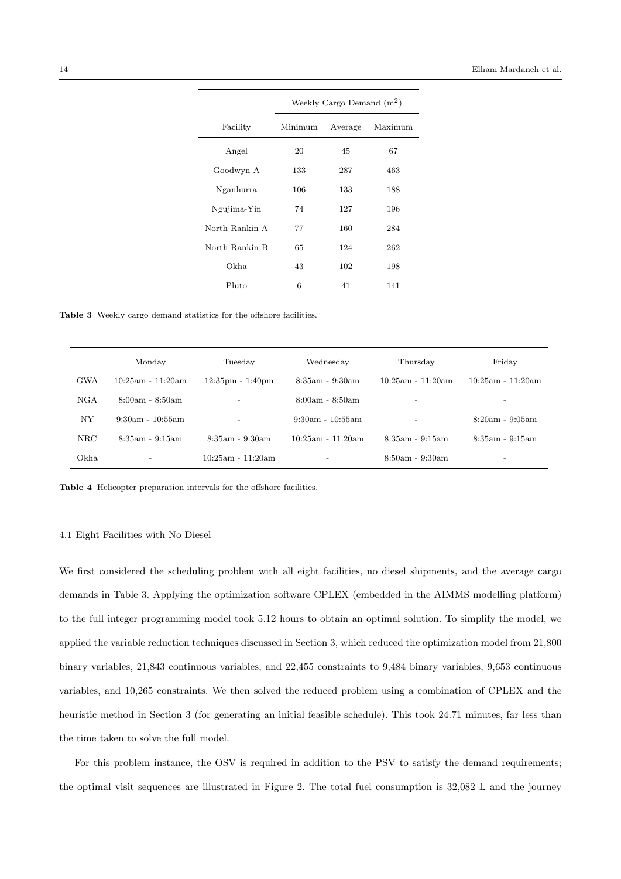| | Weekly Cargo Demand ($m^2$) | | |
|---|---|---|---|
| Facility | Minimum | Average | Maximum |
| Angel | 20 | 45 | 67 |
| Goodwyn A | 133 | 287 | 463 |
| Nganhurra | 106 | 133 | 188 |
| Ngujima-Yin | 74 | 127 | 196 |
| North Rankin A | 77 | 160 | 284 |
| North Rankin B | 65 | 124 | 262 |
| Okha | 43 | 102 | 198 |
| Pluto | 6 | 41 | 141 |

**Table 3** Weekly cargo demand statistics for the offshore facilities.

| | Monday | Tuesday | Wednesday | Thursday | Friday |
|---|---|---|---|---|---|
| GWA | 10:25am - 11:20am | 12:35pm - 1:40pm | 8:35am - 9:30am | 10:25am - 11:20am | 10:25am - 11:20am |
| NGA | 8:00am - 8:50am | - | 8:00am - 8:50am | - | - |
| NY | 9:30am - 10:55am | - | 9:30am - 10:55am | - | 8:20am - 9:05am |
| NRC | 8:35am - 9:15am | 8:35am - 9:30am | 10:25am - 11:20am | 8:35am - 9:15am | 8:35am - 9:15am |
| Okha | - | 10:25am - 11:20am | - | 8:50am - 9:30am | - |

**Table 4** Helicopter preparation intervals for the offshore facilities.

### 4.1 Eight Facilities with No Diesel

We first considered the scheduling problem with all eight facilities, no diesel shipments, and the average cargo demands in Table 3. Applying the optimization software CPLEX (embedded in the AIMMS modelling platform) to the full integer programming model took 5.12 hours to obtain an optimal solution. To simplify the model, we applied the variable reduction techniques discussed in Section 3, which reduced the optimization model from 21,800 binary variables, 21,843 continuous variables, and 22,455 constraints to 9,484 binary variables, 9,653 continuous variables, and 10,265 constraints. We then solved the reduced problem using a combination of CPLEX and the heuristic method in Section 3 (for generating an initial feasible schedule). This took 24.71 minutes, far less than the time taken to solve the full model.

For this problem instance, the OSV is required in addition to the PSV to satisfy the demand requirements; the optimal visit sequences are illustrated in Figure 2. The total fuel consumption is 32,082 L and the journey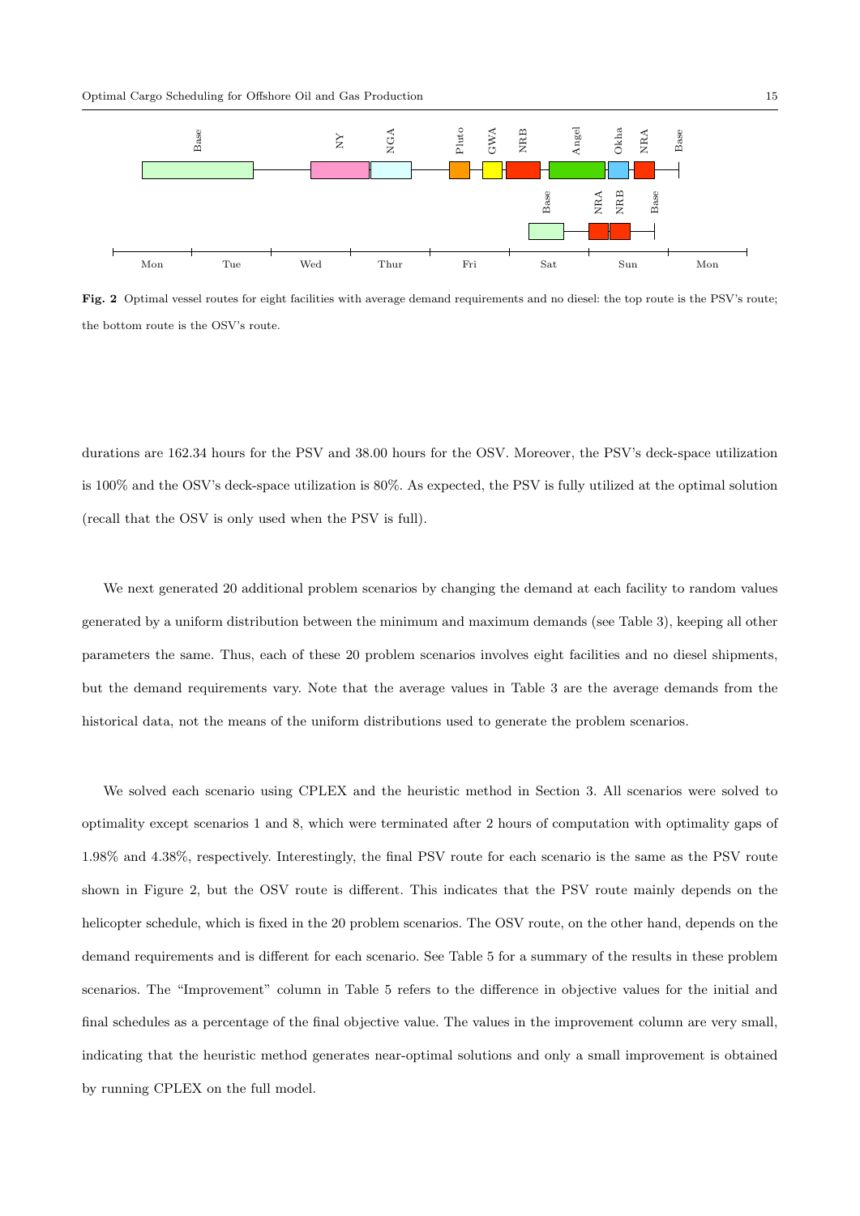**Fig. 2** Optimal vessel routes for eight facilities with average demand requirements and no diesel: the top route is the PSV's route; the bottom route is the OSV's route.

durations are 162.34 hours for the PSV and 38.00 hours for the OSV. Moreover, the PSV's deck-space utilization is 100% and the OSV's deck-space utilization is 80%. As expected, the PSV is fully utilized at the optimal solution (recall that the OSV is only used when the PSV is full).

We next generated 20 additional problem scenarios by changing the demand at each facility to random values generated by a uniform distribution between the minimum and maximum demands (see Table 3), keeping all other parameters the same. Thus, each of these 20 problem scenarios involves eight facilities and no diesel shipments, but the demand requirements vary. Note that the average values in Table 3 are the average demands from the historical data, not the means of the uniform distributions used to generate the problem scenarios.

We solved each scenario using CPLEX and the heuristic method in Section 3. All scenarios were solved to optimality except scenarios 1 and 8, which were terminated after 2 hours of computation with optimality gaps of 1.98% and 4.38%, respectively. Interestingly, the final PSV route for each scenario is the same as the PSV route shown in Figure 2, but the OSV route is different. This indicates that the PSV route mainly depends on the helicopter schedule, which is fixed in the 20 problem scenarios. The OSV route, on the other hand, depends on the demand requirements and is different for each scenario. See Table 5 for a summary of the results in these problem scenarios. The "Improvement" column in Table 5 refers to the difference in objective values for the initial and final schedules as a percentage of the final objective value. The values in the improvement column are very small, indicating that the heuristic method generates near-optimal solutions and only a small improvement is obtained by running CPLEX on the full model.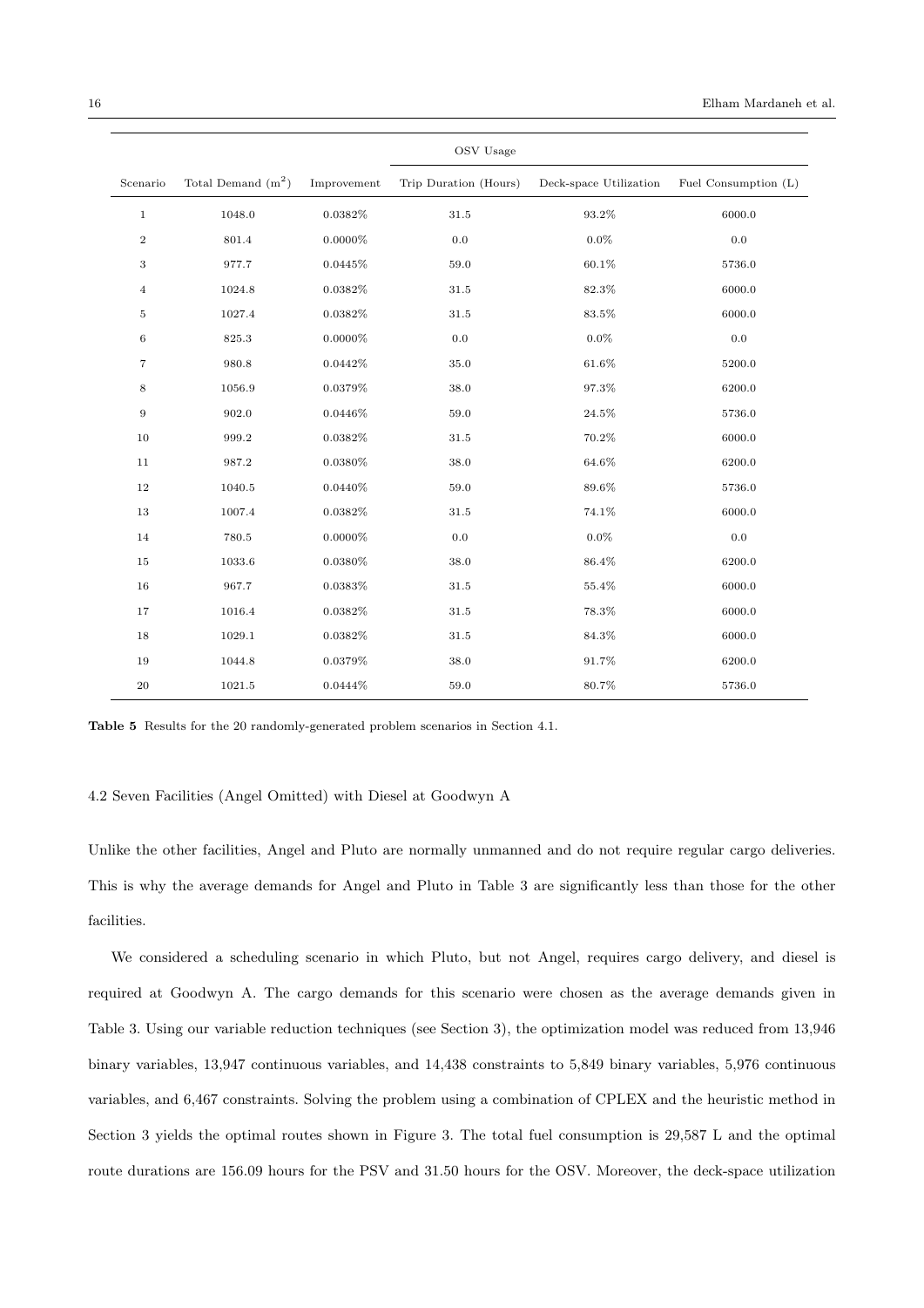| Scenario | Total Demand ($m^2$) | Improvement | OSV Usage | | |
|---|---|---|---|---|---|
| | | | Trip Duration (Hours) | Deck-space Utilization | Fuel Consumption (L) |
| 1 | 1048.0 | 0.0382% | 31.5 | 93.2% | 6000.0 |
| 2 | 801.4 | 0.0000% | 0.0 | 0.0% | 0.0 |
| 3 | 977.7 | 0.0445% | 59.0 | 60.1% | 5736.0 |
| 4 | 1024.8 | 0.0382% | 31.5 | 82.3% | 6000.0 |
| 5 | 1027.4 | 0.0382% | 31.5 | 83.5% | 6000.0 |
| 6 | 825.3 | 0.0000% | 0.0 | 0.0% | 0.0 |
| 7 | 980.8 | 0.0442% | 35.0 | 61.6% | 5200.0 |
| 8 | 1056.9 | 0.0379% | 38.0 | 97.3% | 6200.0 |
| 9 | 902.0 | 0.0446% | 59.0 | 24.5% | 5736.0 |
| 10 | 999.2 | 0.0382% | 31.5 | 70.2% | 6000.0 |
| 11 | 987.2 | 0.0380% | 38.0 | 64.6% | 6200.0 |
| 12 | 1040.5 | 0.0440% | 59.0 | 89.6% | 5736.0 |
| 13 | 1007.4 | 0.0382% | 31.5 | 74.1% | 6000.0 |
| 14 | 780.5 | 0.0000% | 0.0 | 0.0% | 0.0 |
| 15 | 1033.6 | 0.0380% | 38.0 | 86.4% | 6200.0 |
| 16 | 967.7 | 0.0383% | 31.5 | 55.4% | 6000.0 |
| 17 | 1016.4 | 0.0382% | 31.5 | 78.3% | 6000.0 |
| 18 | 1029.1 | 0.0382% | 31.5 | 84.3% | 6000.0 |
| 19 | 1044.8 | 0.0379% | 38.0 | 91.7% | 6200.0 |
| 20 | 1021.5 | 0.0444% | 59.0 | 80.7% | 5736.0 |

**Table 5** Results for the 20 randomly-generated problem scenarios in Section 4.1.

### 4.2 Seven Facilities (Angel Omitted) with Diesel at Goodwyn A

Unlike the other facilities, Angel and Pluto are normally unmanned and do not require regular cargo deliveries. This is why the average demands for Angel and Pluto in Table 3 are significantly less than those for the other facilities.

We considered a scheduling scenario in which Pluto, but not Angel, requires cargo delivery, and diesel is required at Goodwyn A. The cargo demands for this scenario were chosen as the average demands given in Table 3. Using our variable reduction techniques (see Section 3), the optimization model was reduced from 13,946 binary variables, 13,947 continuous variables, and 14,438 constraints to 5,849 binary variables, 5,976 continuous variables, and 6,467 constraints. Solving the problem using a combination of CPLEX and the heuristic method in Section 3 yields the optimal routes shown in Figure 3. The total fuel consumption is 29,587 L and the optimal route durations are 156.09 hours for the PSV and 31.50 hours for the OSV. Moreover, the deck-space utilization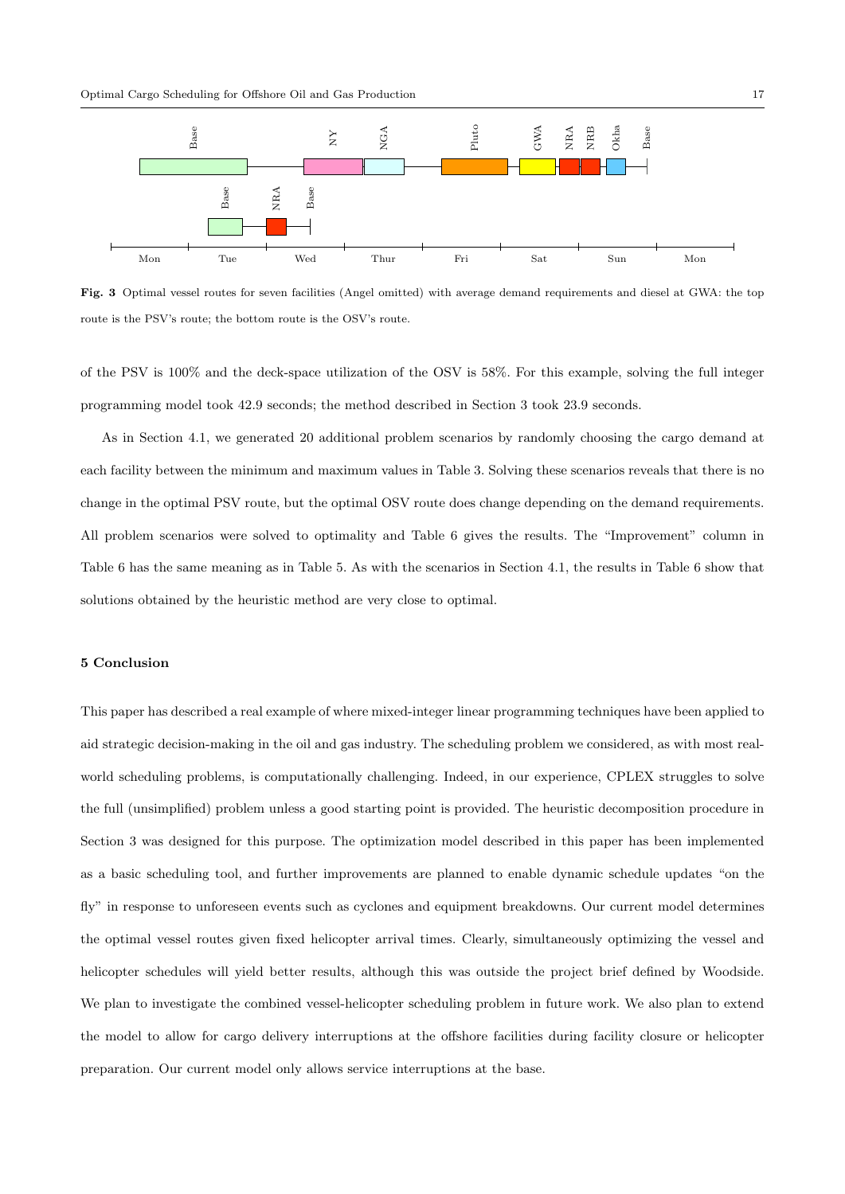**Fig. 3** Optimal vessel routes for seven facilities (Angel omitted) with average demand requirements and diesel at GWA: the top route is the PSV's route; the bottom route is the OSV's route.

of the PSV is 100% and the deck-space utilization of the OSV is 58%. For this example, solving the full integer programming model took 42.9 seconds; the method described in Section 3 took 23.9 seconds.

As in Section 4.1, we generated 20 additional problem scenarios by randomly choosing the cargo demand at each facility between the minimum and maximum values in Table 3. Solving these scenarios reveals that there is no change in the optimal PSV route, but the optimal OSV route does change depending on the demand requirements. All problem scenarios were solved to optimality and Table 6 gives the results. The "Improvement" column in Table 6 has the same meaning as in Table 5. As with the scenarios in Section 4.1, the results in Table 6 show that solutions obtained by the heuristic method are very close to optimal.

## 5 Conclusion

This paper has described a real example of where mixed-integer linear programming techniques have been applied to aid strategic decision-making in the oil and gas industry. The scheduling problem we considered, as with most real-world scheduling problems, is computationally challenging. Indeed, in our experience, CPLEX struggles to solve the full (unsimplified) problem unless a good starting point is provided. The heuristic decomposition procedure in Section 3 was designed for this purpose. The optimization model described in this paper has been implemented as a basic scheduling tool, and further improvements are planned to enable dynamic schedule updates "on the fly" in response to unforeseen events such as cyclones and equipment breakdowns. Our current model determines the optimal vessel routes given fixed helicopter arrival times. Clearly, simultaneously optimizing the vessel and helicopter schedules will yield better results, although this was outside the project brief defined by Woodside. We plan to investigate the combined vessel-helicopter scheduling problem in future work. We also plan to extend the model to allow for cargo delivery interruptions at the offshore facilities during facility closure or helicopter preparation. Our current model only allows service interruptions at the base.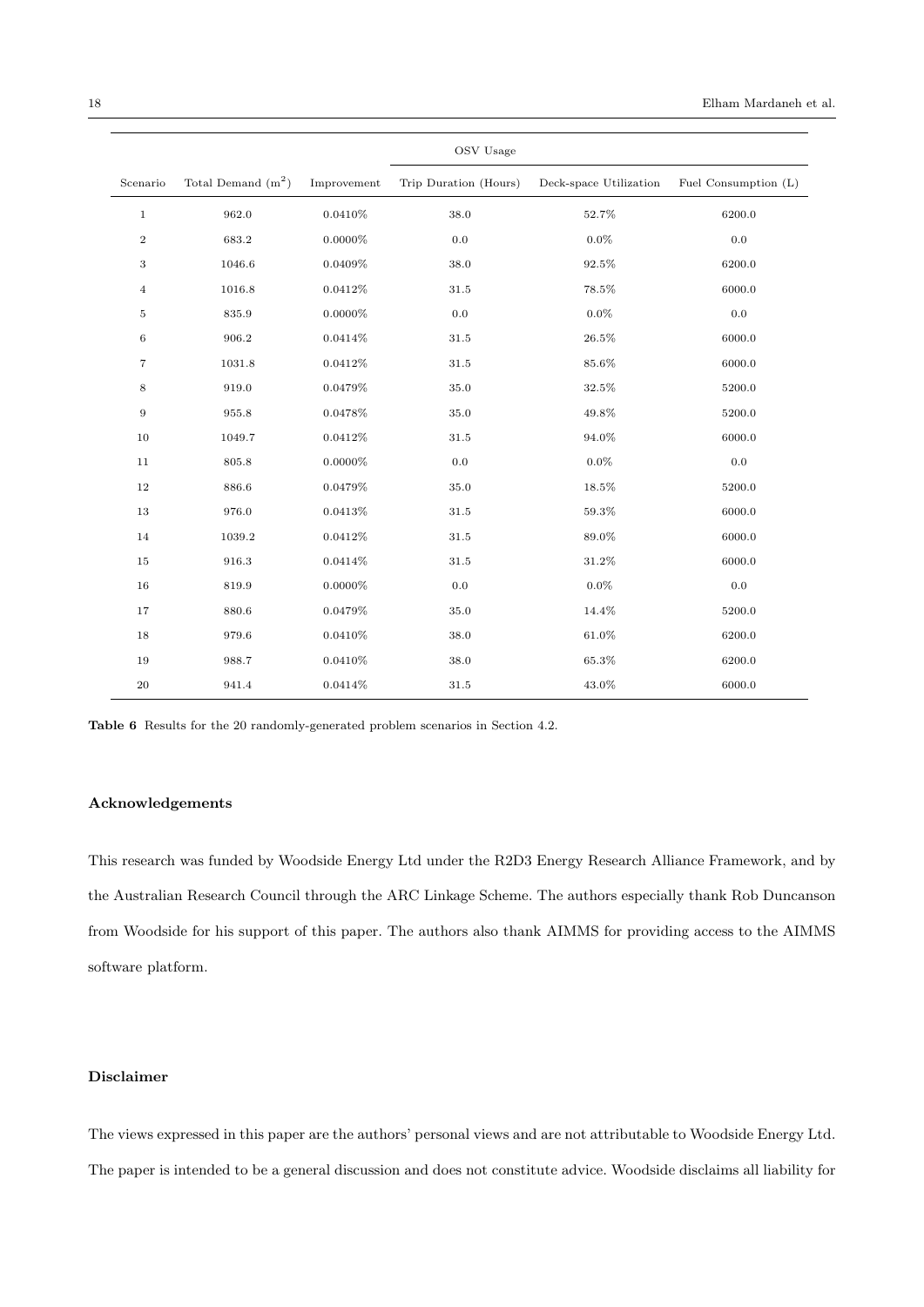| Scenario | Total Demand ($m^2$) | Improvement | OSV Usage | | |
|---|---|---|---|---|---|
| | | | Trip Duration (Hours) | Deck-space Utilization | Fuel Consumption (L) |
| 1 | 962.0 | 0.0410% | 38.0 | 52.7% | 6200.0 |
| 2 | 683.2 | 0.0000% | 0.0 | 0.0% | 0.0 |
| 3 | 1046.6 | 0.0409% | 38.0 | 92.5% | 6200.0 |
| 4 | 1016.8 | 0.0412% | 31.5 | 78.5% | 6000.0 |
| 5 | 835.9 | 0.0000% | 0.0 | 0.0% | 0.0 |
| 6 | 906.2 | 0.0414% | 31.5 | 26.5% | 6000.0 |
| 7 | 1031.8 | 0.0412% | 31.5 | 85.6% | 6000.0 |
| 8 | 919.0 | 0.0479% | 35.0 | 32.5% | 5200.0 |
| 9 | 955.8 | 0.0478% | 35.0 | 49.8% | 5200.0 |
| 10 | 1049.7 | 0.0412% | 31.5 | 94.0% | 6000.0 |
| 11 | 805.8 | 0.0000% | 0.0 | 0.0% | 0.0 |
| 12 | 886.6 | 0.0479% | 35.0 | 18.5% | 5200.0 |
| 13 | 976.0 | 0.0413% | 31.5 | 59.3% | 6000.0 |
| 14 | 1039.2 | 0.0412% | 31.5 | 89.0% | 6000.0 |
| 15 | 916.3 | 0.0414% | 31.5 | 31.2% | 6000.0 |
| 16 | 819.9 | 0.0000% | 0.0 | 0.0% | 0.0 |
| 17 | 880.6 | 0.0479% | 35.0 | 14.4% | 5200.0 |
| 18 | 979.6 | 0.0410% | 38.0 | 61.0% | 6200.0 |
| 19 | 988.7 | 0.0410% | 38.0 | 65.3% | 6200.0 |
| 20 | 941.4 | 0.0414% | 31.5 | 43.0% | 6000.0 |

**Table 6** Results for the 20 randomly-generated problem scenarios in Section 4.2.

#### Acknowledgements

This research was funded by Woodside Energy Ltd under the R2D3 Energy Research Alliance Framework, and by the Australian Research Council through the ARC Linkage Scheme. The authors especially thank Rob Duncanson from Woodside for his support of this paper. The authors also thank AIMMS for providing access to the AIMMS software platform.

#### Disclaimer

The views expressed in this paper are the authors' personal views and are not attributable to Woodside Energy Ltd. The paper is intended to be a general discussion and does not constitute advice. Woodside disclaims all liability for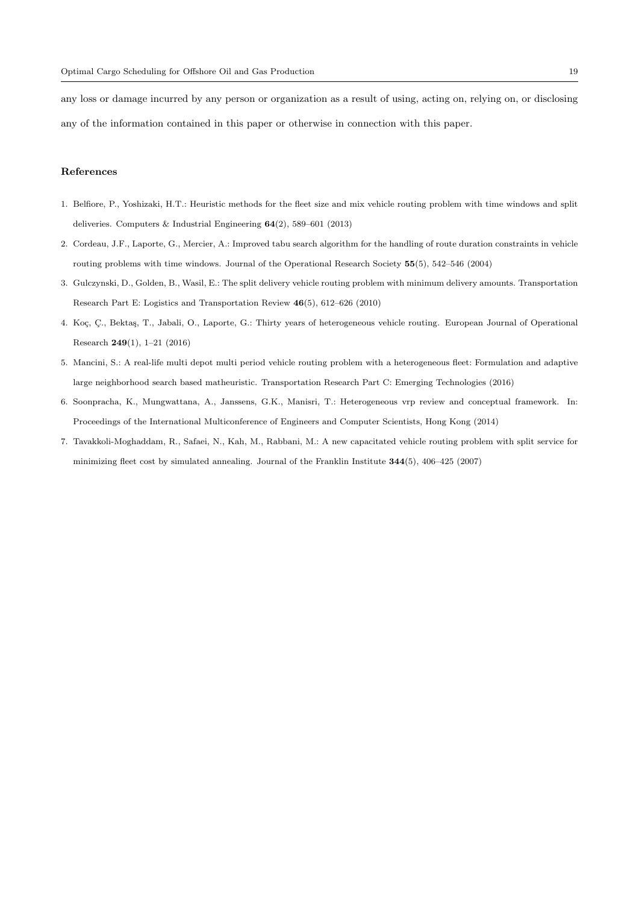any loss or damage incurred by any person or organization as a result of using, acting on, relying on, or disclosing any of the information contained in this paper or otherwise in connection with this paper.

## References

1. Belfiore, P., Yoshizaki, H.T.: Heuristic methods for the fleet size and mix vehicle routing problem with time windows and split deliveries. Computers & Industrial Engineering **64**(2), 589–601 (2013)
2. Cordeau, J.F., Laporte, G., Mercier, A.: Improved tabu search algorithm for the handling of route duration constraints in vehicle routing problems with time windows. Journal of the Operational Research Society **55**(5), 542–546 (2004)
3. Gulczynski, D., Golden, B., Wasil, E.: The split delivery vehicle routing problem with minimum delivery amounts. Transportation Research Part E: Logistics and Transportation Review **46**(5), 612–626 (2010)
4. Koç, Ç., Bektaş, T., Jabali, O., Laporte, G.: Thirty years of heterogeneous vehicle routing. European Journal of Operational Research **249**(1), 1–21 (2016)
5. Mancini, S.: A real-life multi depot multi period vehicle routing problem with a heterogeneous fleet: Formulation and adaptive large neighborhood search based matheuristic. Transportation Research Part C: Emerging Technologies (2016)
6. Soonpracha, K., Mungwattana, A., Janssens, G.K., Manisri, T.: Heterogeneous vrp review and conceptual framework. In: Proceedings of the International Multiconference of Engineers and Computer Scientists, Hong Kong (2014)
7. Tavakkoli-Moghaddam, R., Safaei, N., Kah, M., Rabbani, M.: A new capacitated vehicle routing problem with split service for minimizing fleet cost by simulated annealing. Journal of the Franklin Institute **344**(5), 406–425 (2007)